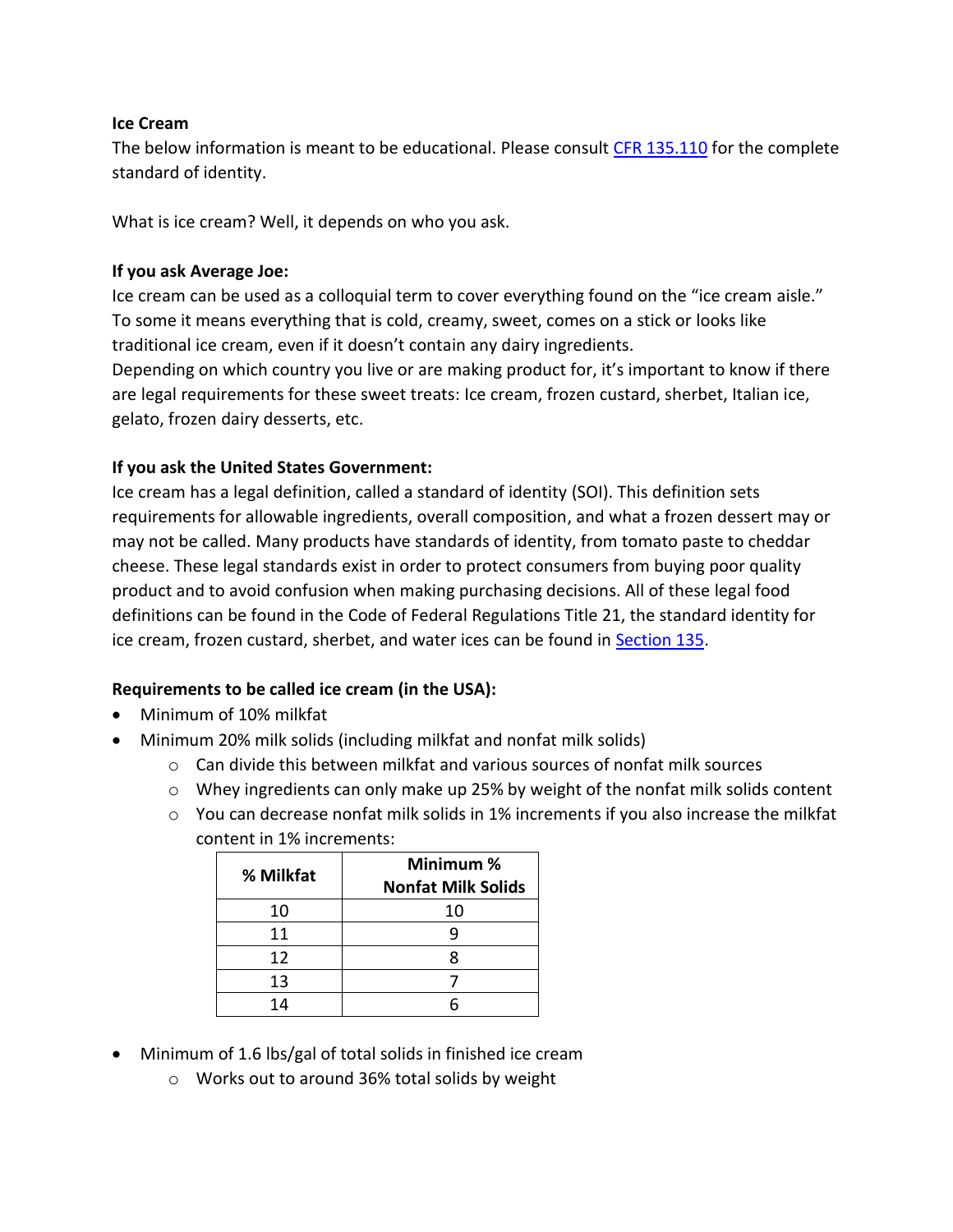**Ice Cream**

The below information is meant to be educational. Please consult [CFR 135.110](CFR 135.110) for the complete standard of identity.

What is ice cream? Well, it depends on who you ask.

**If you ask Average Joe:**

Ice cream can be used as a colloquial term to cover everything found on the "ice cream aisle." To some it means everything that is cold, creamy, sweet, comes on a stick or looks like traditional ice cream, even if it doesn't contain any dairy ingredients.

Depending on which country you live or are making product for, it's important to know if there are legal requirements for these sweet treats: Ice cream, frozen custard, sherbet, Italian ice, gelato, frozen dairy desserts, etc.

**If you ask the United States Government:**

Ice cream has a legal definition, called a standard of identity (SOI). This definition sets requirements for allowable ingredients, overall composition, and what a frozen dessert may or may not be called. Many products have standards of identity, from tomato paste to cheddar cheese. These legal standards exist in order to protect consumers from buying poor quality product and to avoid confusion when making purchasing decisions. All of these legal food definitions can be found in the Code of Federal Regulations Title 21, the standard identity for ice cream, frozen custard, sherbet, and water ices can be found in Section 135.

**Requirements to be called ice cream (in the USA):**

- Minimum of 10% milkfat
- Minimum 20% milk solids (including milkfat and nonfat milk solids)
    - Can divide this between milkfat and various sources of nonfat milk sources
    - Whey ingredients can only make up 25% by weight of the nonfat milk solids content
    - You can decrease nonfat milk solids in 1% increments if you also increase the milkfat content in 1% increments:

| % Milkfat | Minimum % Nonfat Milk Solids |
|---|---|
| 10 | 10 |
| 11 | 9 |
| 12 | 8 |
| 13 | 7 |
| 14 | 6 |

- Minimum of 1.6 lbs/gal of total solids in finished ice cream
    - Works out to around 36% total solids by weight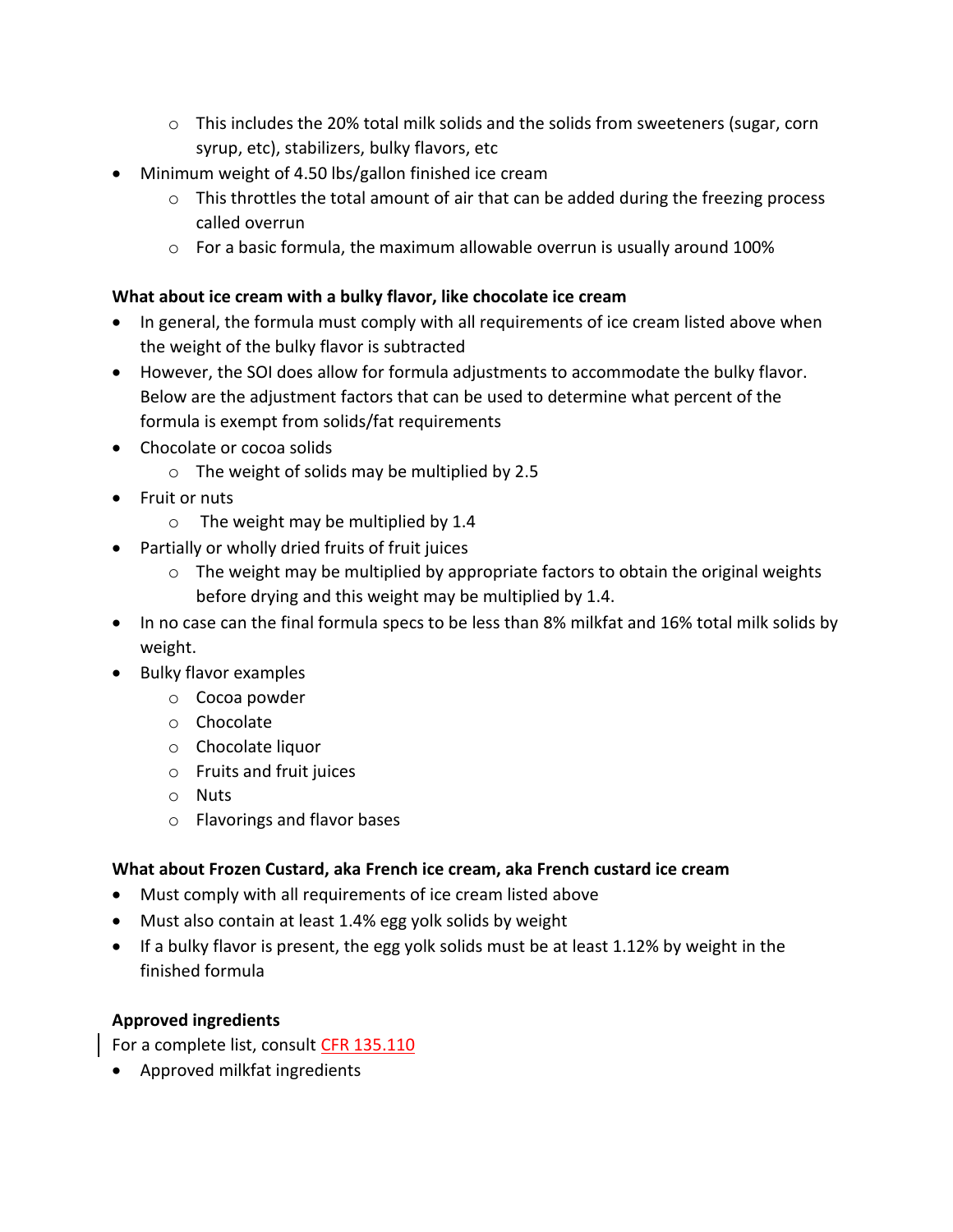- This includes the 20% total milk solids and the solids from sweeteners (sugar, corn syrup, etc), stabilizers, bulky flavors, etc
- Minimum weight of 4.50 lbs/gallon finished ice cream
  - This throttles the total amount of air that can be added during the freezing process called overrun
  - For a basic formula, the maximum allowable overrun is usually around 100%

**What about ice cream with a bulky flavor, like chocolate ice cream**

- In general, the formula must comply with all requirements of ice cream listed above when the weight of the bulky flavor is subtracted
- However, the SOI does allow for formula adjustments to accommodate the bulky flavor. Below are the adjustment factors that can be used to determine what percent of the formula is exempt from solids/fat requirements
- Chocolate or cocoa solids
  - The weight of solids may be multiplied by 2.5
- Fruit or nuts
  - The weight may be multiplied by 1.4
- Partially or wholly dried fruits of fruit juices
  - The weight may be multiplied by appropriate factors to obtain the original weights before drying and this weight may be multiplied by 1.4.
- In no case can the final formula specs to be less than 8% milkfat and 16% total milk solids by weight.
- Bulky flavor examples
  - Cocoa powder
  - Chocolate
  - Chocolate liquor
  - Fruits and fruit juices
  - Nuts
  - Flavorings and flavor bases

**What about Frozen Custard, aka French ice cream, aka French custard ice cream**

- Must comply with all requirements of ice cream listed above
- Must also contain at least 1.4% egg yolk solids by weight
- If a bulky flavor is present, the egg yolk solids must be at least 1.12% by weight in the finished formula

**Approved ingredients**

For a complete list, consult CFR 135.110

- Approved milkfat ingredients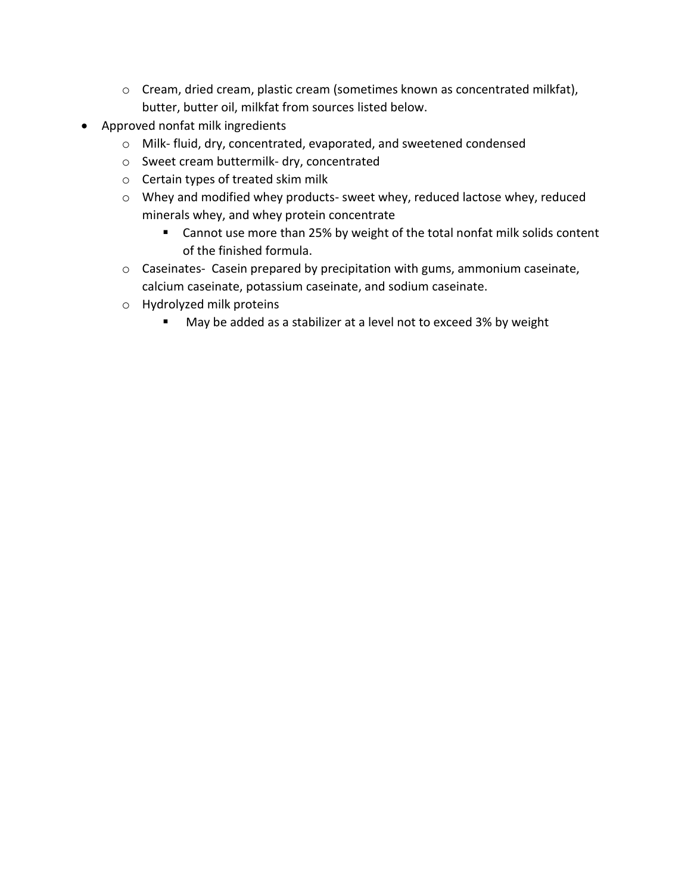- Cream, dried cream, plastic cream (sometimes known as concentrated milkfat), butter, butter oil, milkfat from sources listed below.
- Approved nonfat milk ingredients
  - Milk- fluid, dry, concentrated, evaporated, and sweetened condensed
  - Sweet cream buttermilk- dry, concentrated
  - Certain types of treated skim milk
  - Whey and modified whey products- sweet whey, reduced lactose whey, reduced minerals whey, and whey protein concentrate
    - Cannot use more than 25% by weight of the total nonfat milk solids content of the finished formula.
  - Caseinates- Casein prepared by precipitation with gums, ammonium caseinate, calcium caseinate, potassium caseinate, and sodium caseinate.
  - Hydrolyzed milk proteins
    - May be added as a stabilizer at a level not to exceed 3% by weight